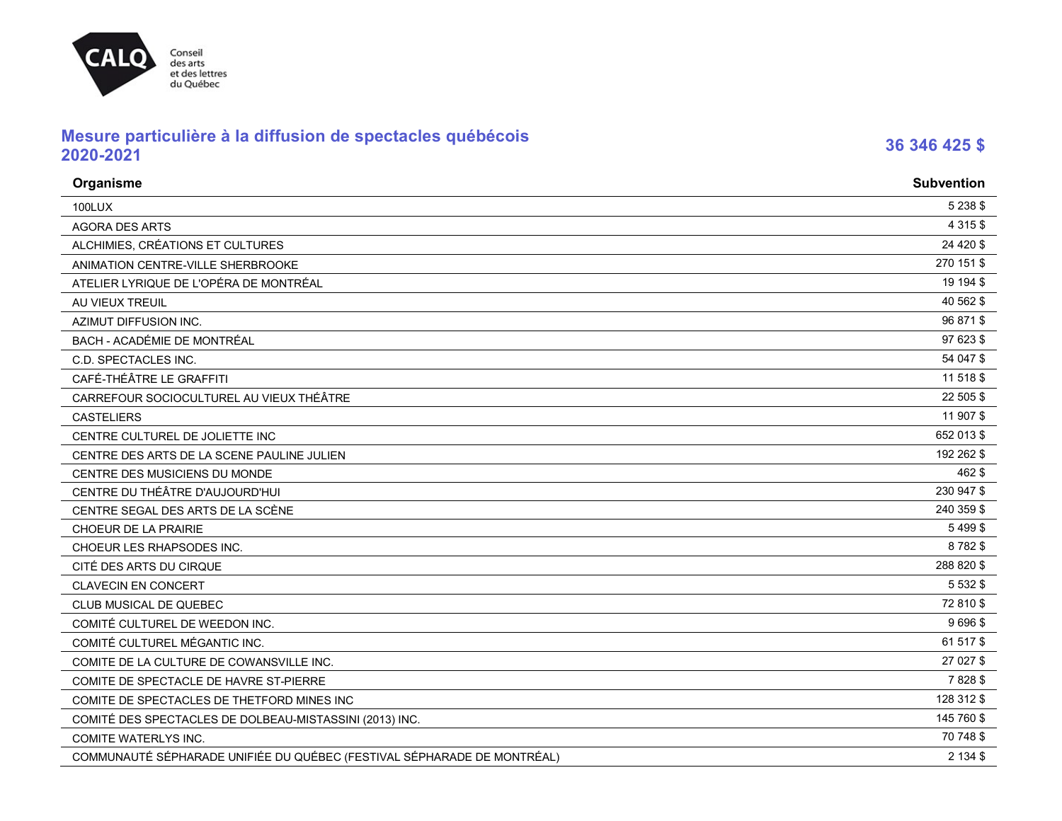## Mesure particulière à la diffusion de spectacles québécois 2020-2021

**36 346 425 $**

| Organisme | Subvention |
|---|---|
| 100LUX | 5 238 $ |
| AGORA DES ARTS | 4 315 $ |
| ALCHIMIES, CRÉATIONS ET CULTURES | 24 420 $ |
| ANIMATION CENTRE-VILLE SHERBROOKE | 270 151 $ |
| ATELIER LYRIQUE DE L'OPÉRA DE MONTRÉAL | 19 194 $ |
| AU VIEUX TREUIL | 40 562 $ |
| AZIMUT DIFFUSION INC. | 96 871 $ |
| BACH - ACADÉMIE DE MONTRÉAL | 97 623 $ |
| C.D. SPECTACLES INC. | 54 047 $ |
| CAFÉ-THÉÂTRE LE GRAFFITI | 11 518 $ |
| CARREFOUR SOCIOCULTUREL AU VIEUX THÉÂTRE | 22 505 $ |
| CASTELIERS | 11 907 $ |
| CENTRE CULTUREL DE JOLIETTE INC | 652 013 $ |
| CENTRE DES ARTS DE LA SCENE PAULINE JULIEN | 192 262 $ |
| CENTRE DES MUSICIENS DU MONDE | 462 $ |
| CENTRE DU THÉÂTRE D'AUJOURD'HUI | 230 947 $ |
| CENTRE SEGAL DES ARTS DE LA SCÈNE | 240 359 $ |
| CHOEUR DE LA PRAIRIE | 5 499 $ |
| CHOEUR LES RHAPSODES INC. | 8 782 $ |
| CITÉ DES ARTS DU CIRQUE | 288 820 $ |
| CLAVECIN EN CONCERT | 5 532 $ |
| CLUB MUSICAL DE QUEBEC | 72 810 $ |
| COMITÉ CULTUREL DE WEEDON INC. | 9 696 $ |
| COMITÉ CULTUREL MÉGANTIC INC. | 61 517 $ |
| COMITE DE LA CULTURE DE COWANSVILLE INC. | 27 027 $ |
| COMITE DE SPECTACLE DE HAVRE ST-PIERRE | 7 828 $ |
| COMITE DE SPECTACLES DE THETFORD MINES INC | 128 312 $ |
| COMITÉ DES SPECTACLES DE DOLBEAU-MISTASSINI (2013) INC. | 145 760 $ |
| COMITE WATERLYS INC. | 70 748 $ |
| COMMUNAUTÉ SÉPHARADE UNIFIÉE DU QUÉBEC (FESTIVAL SÉPHARADE DE MONTRÉAL) | 2 134 $ |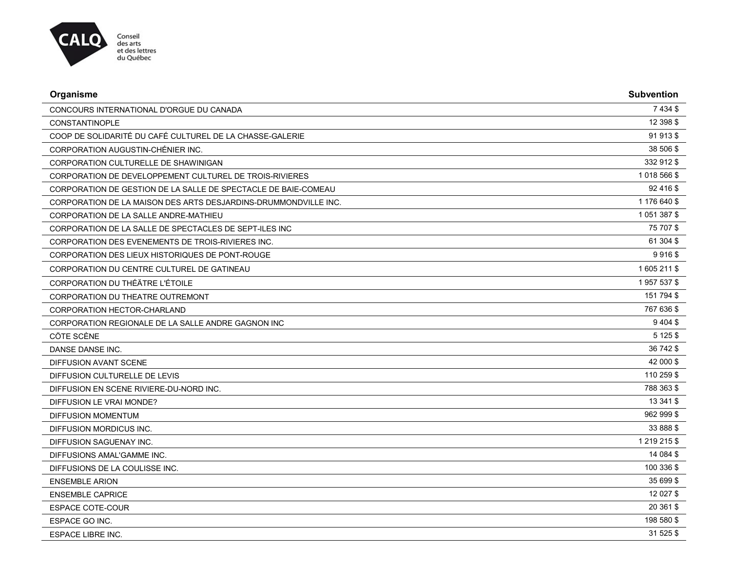| Organisme | Subvention |
|---|---|
| CONCOURS INTERNATIONAL D'ORGUE DU CANADA | 7 434 $ |
| CONSTANTINOPLE | 12 398 $ |
| COOP DE SOLIDARITÉ DU CAFÉ CULTUREL DE LA CHASSE-GALERIE | 91 913 $ |
| CORPORATION AUGUSTIN-CHÉNIER INC. | 38 506 $ |
| CORPORATION CULTURELLE DE SHAWINIGAN | 332 912 $ |
| CORPORATION DE DEVELOPPEMENT CULTUREL DE TROIS-RIVIERES | 1 018 566 $ |
| CORPORATION DE GESTION DE LA SALLE DE SPECTACLE DE BAIE-COMEAU | 92 416 $ |
| CORPORATION DE LA MAISON DES ARTS DESJARDINS-DRUMMONDVILLE INC. | 1 176 640 $ |
| CORPORATION DE LA SALLE ANDRE-MATHIEU | 1 051 387 $ |
| CORPORATION DE LA SALLE DE SPECTACLES DE SEPT-ILES INC | 75 707 $ |
| CORPORATION DES EVENEMENTS DE TROIS-RIVIERES INC. | 61 304 $ |
| CORPORATION DES LIEUX HISTORIQUES DE PONT-ROUGE | 9 916 $ |
| CORPORATION DU CENTRE CULTUREL DE GATINEAU | 1 605 211 $ |
| CORPORATION DU THÉÂTRE L'ÉTOILE | 1 957 537 $ |
| CORPORATION DU THEATRE OUTREMONT | 151 794 $ |
| CORPORATION HECTOR-CHARLAND | 767 636 $ |
| CORPORATION REGIONALE DE LA SALLE ANDRE GAGNON INC | 9 404 $ |
| CÖTE SCÈNE | 5 125 $ |
| DANSE DANSE INC. | 36 742 $ |
| DIFFUSION AVANT SCENE | 42 000 $ |
| DIFFUSION CULTURELLE DE LEVIS | 110 259 $ |
| DIFFUSION EN SCENE RIVIERE-DU-NORD INC. | 788 363 $ |
| DIFFUSION LE VRAI MONDE? | 13 341 $ |
| DIFFUSION MOMENTUM | 962 999 $ |
| DIFFUSION MORDICUS INC. | 33 888 $ |
| DIFFUSION SAGUENAY INC. | 1 219 215 $ |
| DIFFUSIONS AMAL'GAMME INC. | 14 084 $ |
| DIFFUSIONS DE LA COULISSE INC. | 100 336 $ |
| ENSEMBLE ARION | 35 699 $ |
| ENSEMBLE CAPRICE | 12 027 $ |
| ESPACE COTE-COUR | 20 361 $ |
| ESPACE GO INC. | 198 580 $ |
| ESPACE LIBRE INC. | 31 525 $ |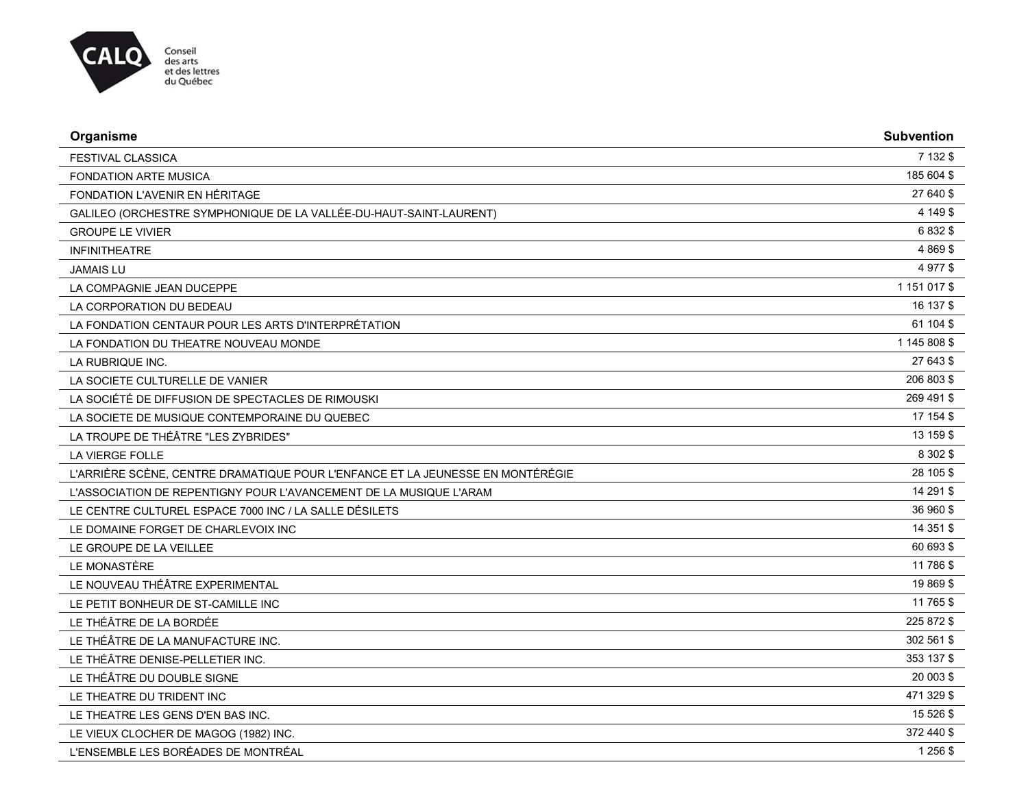| Organisme | Subvention |
| --- | --- |
| FESTIVAL CLASSICA | 7 132 $ |
| FONDATION ARTE MUSICA | 185 604 $ |
| FONDATION L'AVENIR EN HÉRITAGE | 27 640 $ |
| GALILEO (ORCHESTRE SYMPHONIQUE DE LA VALLÉE-DU-HAUT-SAINT-LAURENT) | 4 149 $ |
| GROUPE LE VIVIER | 6 832 $ |
| INFINITHEATRE | 4 869 $ |
| JAMAIS LU | 4 977 $ |
| LA COMPAGNIE JEAN DUCEPPE | 1 151 017 $ |
| LA CORPORATION DU BEDEAU | 16 137 $ |
| LA FONDATION CENTAUR POUR LES ARTS D'INTERPRÉTATION | 61 104 $ |
| LA FONDATION DU THEATRE NOUVEAU MONDE | 1 145 808 $ |
| LA RUBRIQUE INC. | 27 643 $ |
| LA SOCIETE CULTURELLE DE VANIER | 206 803 $ |
| LA SOCIÉTÉ DE DIFFUSION DE SPECTACLES DE RIMOUSKI | 269 491 $ |
| LA SOCIETE DE MUSIQUE CONTEMPORAINE DU QUEBEC | 17 154 $ |
| LA TROUPE DE THÉÂTRE "LES ZYBRIDES" | 13 159 $ |
| LA VIERGE FOLLE | 8 302 $ |
| L'ARRIÈRE SCÈNE, CENTRE DRAMATIQUE POUR L'ENFANCE ET LA JEUNESSE EN MONTÉRÉGIE | 28 105 $ |
| L'ASSOCIATION DE REPENTIGNY POUR L'AVANCEMENT DE LA MUSIQUE L'ARAM | 14 291 $ |
| LE CENTRE CULTUREL ESPACE 7000 INC / LA SALLE DÉSILETS | 36 960 $ |
| LE DOMAINE FORGET DE CHARLEVOIX INC | 14 351 $ |
| LE GROUPE DE LA VEILLEE | 60 693 $ |
| LE MONASTÈRE | 11 786 $ |
| LE NOUVEAU THÉÂTRE EXPERIMENTAL | 19 869 $ |
| LE PETIT BONHEUR DE ST-CAMILLE INC | 11 765 $ |
| LE THÉÂTRE DE LA BORDÉE | 225 872 $ |
| LE THÉÂTRE DE LA MANUFACTURE INC. | 302 561 $ |
| LE THÉÂTRE DENISE-PELLETIER INC. | 353 137 $ |
| LE THÉÂTRE DU DOUBLE SIGNE | 20 003 $ |
| LE THEATRE DU TRIDENT INC | 471 329 $ |
| LE THEATRE LES GENS D'EN BAS INC. | 15 526 $ |
| LE VIEUX CLOCHER DE MAGOG (1982) INC. | 372 440 $ |
| L'ENSEMBLE LES BORÉADES DE MONTRÉAL | 1 256 $ |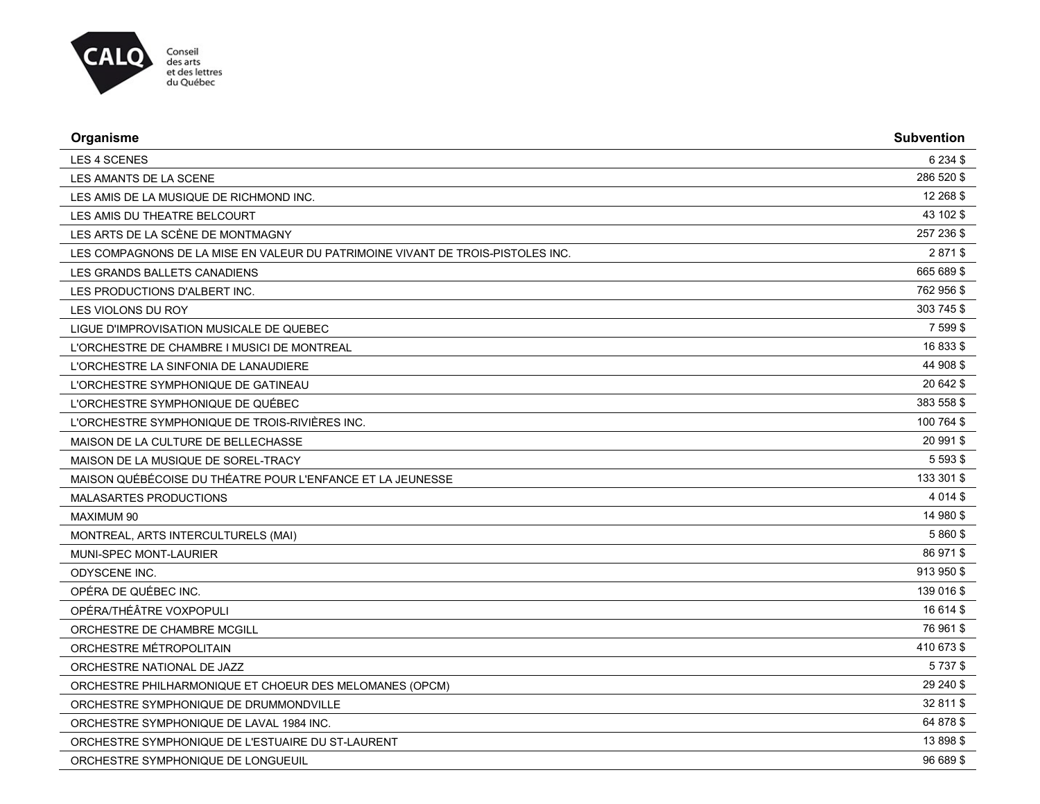| Organisme | Subvention |
|---|---|
| LES 4 SCENES | 6 234 $ |
| LES AMANTS DE LA SCENE | 286 520 $ |
| LES AMIS DE LA MUSIQUE DE RICHMOND INC. | 12 268 $ |
| LES AMIS DU THEATRE BELCOURT | 43 102 $ |
| LES ARTS DE LA SCÈNE DE MONTMAGNY | 257 236 $ |
| LES COMPAGNONS DE LA MISE EN VALEUR DU PATRIMOINE VIVANT DE TROIS-PISTOLES INC. | 2 871 $ |
| LES GRANDS BALLETS CANADIENS | 665 689 $ |
| LES PRODUCTIONS D'ALBERT INC. | 762 956 $ |
| LES VIOLONS DU ROY | 303 745 $ |
| LIGUE D'IMPROVISATION MUSICALE DE QUEBEC | 7 599 $ |
| L'ORCHESTRE DE CHAMBRE I MUSICI DE MONTREAL | 16 833 $ |
| L'ORCHESTRE LA SINFONIA DE LANAUDIERE | 44 908 $ |
| L'ORCHESTRE SYMPHONIQUE DE GATINEAU | 20 642 $ |
| L'ORCHESTRE SYMPHONIQUE DE QUÉBEC | 383 558 $ |
| L'ORCHESTRE SYMPHONIQUE DE TROIS-RIVIÈRES INC. | 100 764 $ |
| MAISON DE LA CULTURE DE BELLECHASSE | 20 991 $ |
| MAISON DE LA MUSIQUE DE SOREL-TRACY | 5 593 $ |
| MAISON QUÉBÉCOISE DU THÉATRE POUR L'ENFANCE ET LA JEUNESSE | 133 301 $ |
| MALASARTES PRODUCTIONS | 4 014 $ |
| MAXIMUM 90 | 14 980 $ |
| MONTREAL, ARTS INTERCULTURELS (MAI) | 5 860 $ |
| MUNI-SPEC MONT-LAURIER | 86 971 $ |
| ODYSCENE INC. | 913 950 $ |
| OPÉRA DE QUÉBEC INC. | 139 016 $ |
| OPÉRA/THÉÂTRE VOXPOPULI | 16 614 $ |
| ORCHESTRE DE CHAMBRE MCGILL | 76 961 $ |
| ORCHESTRE MÉTROPOLITAIN | 410 673 $ |
| ORCHESTRE NATIONAL DE JAZZ | 5 737 $ |
| ORCHESTRE PHILHARMONIQUE ET CHOEUR DES MELOMANES (OPCM) | 29 240 $ |
| ORCHESTRE SYMPHONIQUE DE DRUMMONDVILLE | 32 811 $ |
| ORCHESTRE SYMPHONIQUE DE LAVAL 1984 INC. | 64 878 $ |
| ORCHESTRE SYMPHONIQUE DE L'ESTUAIRE DU ST-LAURENT | 13 898 $ |
| ORCHESTRE SYMPHONIQUE DE LONGUEUIL | 96 689 $ |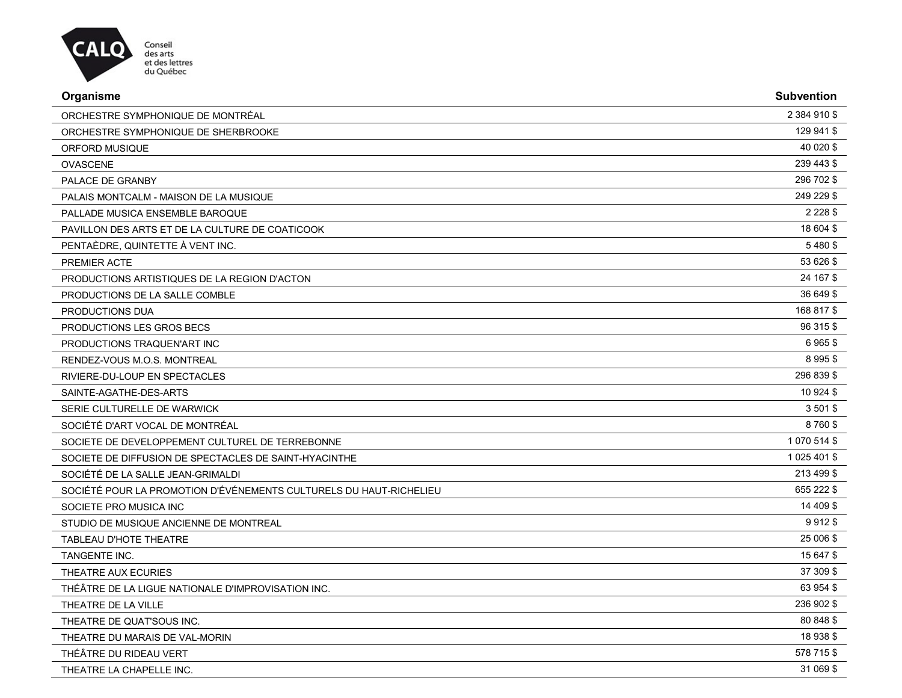| Organisme | Subvention |
|---|---|
| ORCHESTRE SYMPHONIQUE DE MONTRÉAL | 2 384 910 $ |
| ORCHESTRE SYMPHONIQUE DE SHERBROOKE | 129 941 $ |
| ORFORD MUSIQUE | 40 020 $ |
| OVASCENE | 239 443 $ |
| PALACE DE GRANBY | 296 702 $ |
| PALAIS MONTCALM - MAISON DE LA MUSIQUE | 249 229 $ |
| PALLADE MUSICA ENSEMBLE BAROQUE | 2 228 $ |
| PAVILLON DES ARTS ET DE LA CULTURE DE COATICOOK | 18 604 $ |
| PENTAÈDRE, QUINTETTE À VENT INC. | 5 480 $ |
| PREMIER ACTE | 53 626 $ |
| PRODUCTIONS ARTISTIQUES DE LA REGION D'ACTON | 24 167 $ |
| PRODUCTIONS DE LA SALLE COMBLE | 36 649 $ |
| PRODUCTIONS DUA | 168 817 $ |
| PRODUCTIONS LES GROS BECS | 96 315 $ |
| PRODUCTIONS TRAQUEN'ART INC | 6 965 $ |
| RENDEZ-VOUS M.O.S. MONTREAL | 8 995 $ |
| RIVIERE-DU-LOUP EN SPECTACLES | 296 839 $ |
| SAINTE-AGATHE-DES-ARTS | 10 924 $ |
| SERIE CULTURELLE DE WARWICK | 3 501 $ |
| SOCIÉTÉ D'ART VOCAL DE MONTRÉAL | 8 760 $ |
| SOCIETE DE DEVELOPPEMENT CULTUREL DE TERREBONNE | 1 070 514 $ |
| SOCIETE DE DIFFUSION DE SPECTACLES DE SAINT-HYACINTHE | 1 025 401 $ |
| SOCIÉTÉ DE LA SALLE JEAN-GRIMALDI | 213 499 $ |
| SOCIÉTÉ POUR LA PROMOTION D'ÉVÉNEMENTS CULTURELS DU HAUT-RICHELIEU | 655 222 $ |
| SOCIETE PRO MUSICA INC | 14 409 $ |
| STUDIO DE MUSIQUE ANCIENNE DE MONTREAL | 9 912 $ |
| TABLEAU D'HOTE THEATRE | 25 006 $ |
| TANGENTE INC. | 15 647 $ |
| THEATRE AUX ECURIES | 37 309 $ |
| THÉÂTRE DE LA LIGUE NATIONALE D'IMPROVISATION INC. | 63 954 $ |
| THEATRE DE LA VILLE | 236 902 $ |
| THEATRE DE QUAT'SOUS INC. | 80 848 $ |
| THEATRE DU MARAIS DE VAL-MORIN | 18 938 $ |
| THÉÂTRE DU RIDEAU VERT | 578 715 $ |
| THEATRE LA CHAPELLE INC. | 31 069 $ |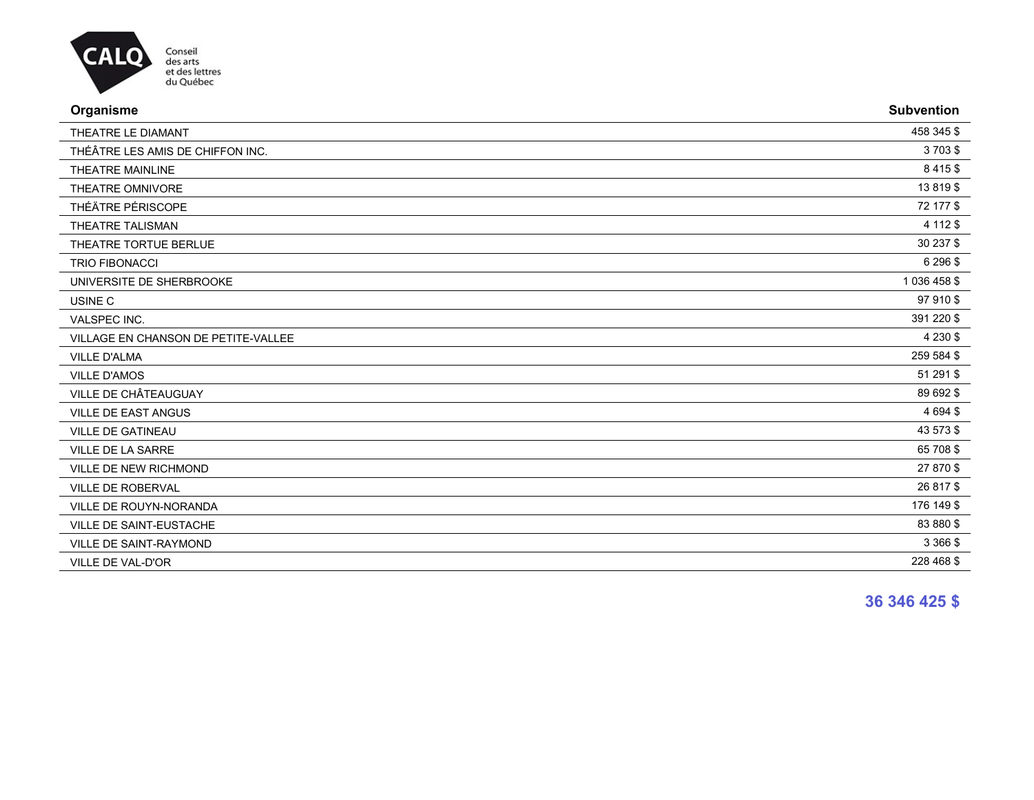| Organisme | Subvention |
|---|---|
| THEATRE LE DIAMANT | 458 345 $ |
| THÉÂTRE LES AMIS DE CHIFFON INC. | 3 703 $ |
| THEATRE MAINLINE | 8 415 $ |
| THEATRE OMNIVORE | 13 819 $ |
| THÉÂTRE PÉRISCOPE | 72 177 $ |
| THEATRE TALISMAN | 4 112 $ |
| THEATRE TORTUE BERLUE | 30 237 $ |
| TRIO FIBONACCI | 6 296 $ |
| UNIVERSITE DE SHERBROOKE | 1 036 458 $ |
| USINE C | 97 910 $ |
| VALSPEC INC. | 391 220 $ |
| VILLAGE EN CHANSON DE PETITE-VALLEE | 4 230 $ |
| VILLE D'ALMA | 259 584 $ |
| VILLE D'AMOS | 51 291 $ |
| VILLE DE CHÂTEAUGUAY | 89 692 $ |
| VILLE DE EAST ANGUS | 4 694 $ |
| VILLE DE GATINEAU | 43 573 $ |
| VILLE DE LA SARRE | 65 708 $ |
| VILLE DE NEW RICHMOND | 27 870 $ |
| VILLE DE ROBERVAL | 26 817 $ |
| VILLE DE ROUYN-NORANDA | 176 149 $ |
| VILLE DE SAINT-EUSTACHE | 83 880 $ |
| VILLE DE SAINT-RAYMOND | 3 366 $ |
| VILLE DE VAL-D'OR | 228 468 $ |

**36 346 425 $**